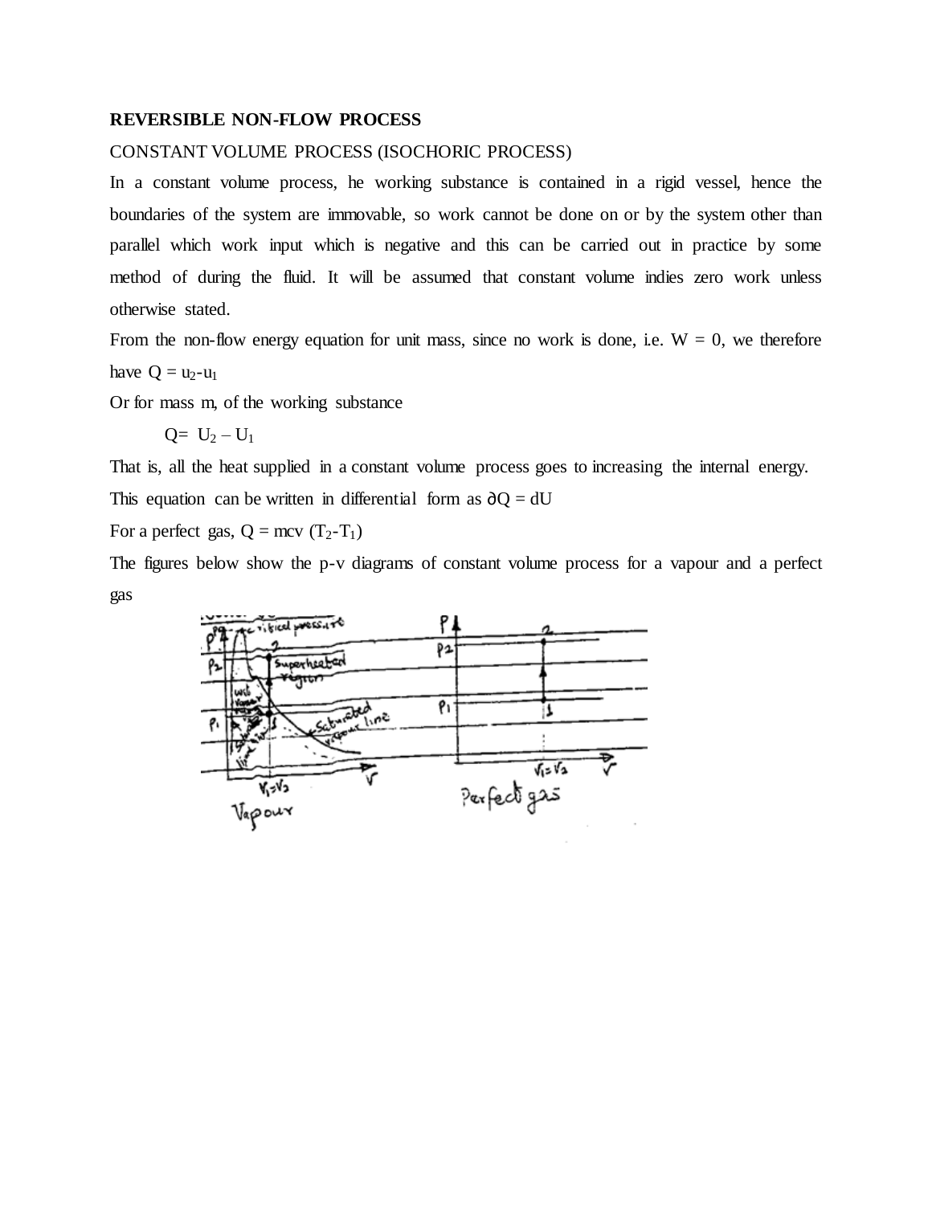**REVERSIBLE NON-FLOW PROCESS**

CONSTANT VOLUME PROCESS (ISOCHORIC PROCESS)

In a constant volume process, he working substance is contained in a rigid vessel, hence the boundaries of the system are immovable, so work cannot be done on or by the system other than parallel which work input which is negative and this can be carried out in practice by some method of during the fluid. It will be assumed that constant volume indies zero work unless otherwise stated.

From the non-flow energy equation for unit mass, since no work is done, i.e. $W = 0$, we therefore have $Q = u_2 - u_1$

Or for mass m, of the working substance

$$Q = U_2 - U_1$$

That is, all the heat supplied in a constant volume process goes to increasing the internal energy.

This equation can be written in differential form as $\partial Q = dU$

For a perfect gas, $Q = mc_v (T_2 - T_1)$

The figures below show the p-v diagrams of constant volume process for a vapour and a perfect gas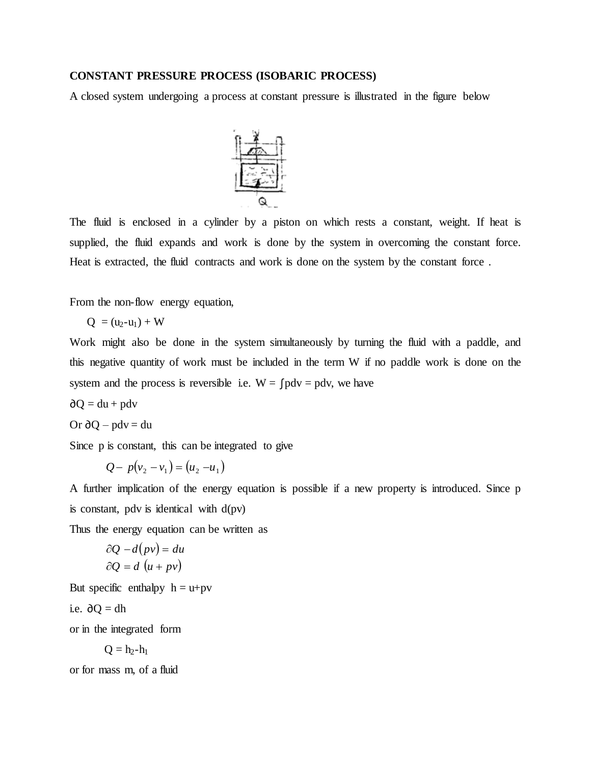**CONSTANT PRESSURE PROCESS (ISOBARIC PROCESS)**

A closed system undergoing a process at constant pressure is illustrated in the figure below

The fluid is enclosed in a cylinder by a piston on which rests a constant, weight. If heat is supplied, the fluid expands and work is done by the system in overcoming the constant force. Heat is extracted, the fluid contracts and work is done on the system by the constant force .

From the non-flow energy equation,

$$Q = (u_2 - u_1) + W$$

Work might also be done in the system simultaneously by turning the fluid with a paddle, and this negative quantity of work must be included in the term W if no paddle work is done on the system and the process is reversible i.e. $W = \int pdv = pdv$, we have

$$\partial Q = du + pdv$$

Or $\partial Q - pdv = du$

Since p is constant, this can be integrated to give

$$Q - p(v_2 - v_1) = (u_2 - u_1)$$

A further implication of the energy equation is possible if a new property is introduced. Since p is constant, pdv is identical with d(pv)

Thus the energy equation can be written as

$$\partial Q - d(pv) = du$$

$$\partial Q = d\,(u + pv)$$

But specific enthalpy $h = u + pv$

i.e. $\partial Q = dh$

or in the integrated form

$$Q = h_2 - h_1$$

or for mass m, of a fluid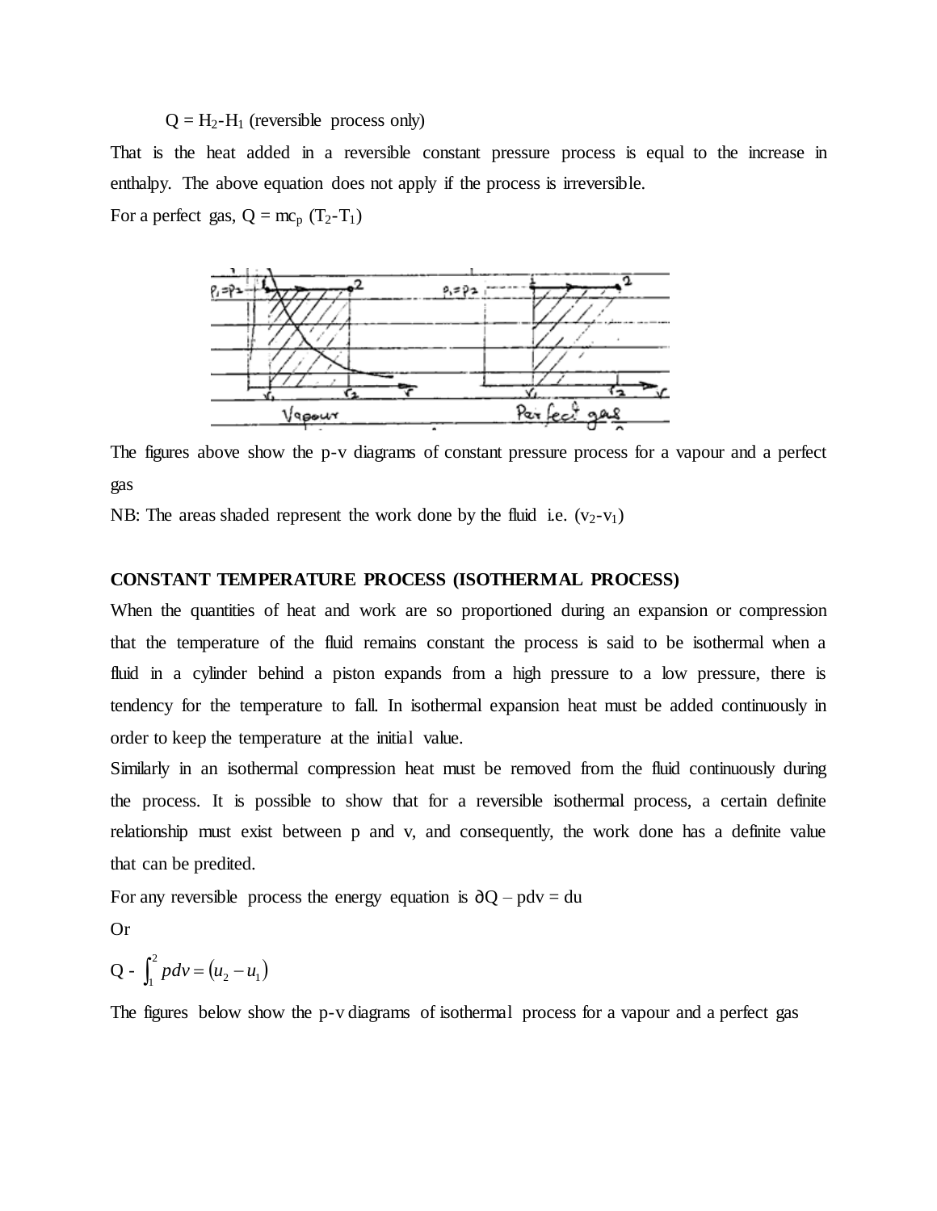$Q = H_2 - H_1$ (reversible process only)

That is the heat added in a reversible constant pressure process is equal to the increase in enthalpy. The above equation does not apply if the process is irreversible.

For a perfect gas, $Q = mc_p (T_2 - T_1)$

The figures above show the p-v diagrams of constant pressure process for a vapour and a perfect gas

NB: The areas shaded represent the work done by the fluid i.e. $(v_2 - v_1)$

**CONSTANT TEMPERATURE PROCESS (ISOTHERMAL PROCESS)**

When the quantities of heat and work are so proportioned during an expansion or compression that the temperature of the fluid remains constant the process is said to be isothermal when a fluid in a cylinder behind a piston expands from a high pressure to a low pressure, there is tendency for the temperature to fall. In isothermal expansion heat must be added continuously in order to keep the temperature at the initial value.

Similarly in an isothermal compression heat must be removed from the fluid continuously during the process. It is possible to show that for a reversible isothermal process, a certain definite relationship must exist between p and v, and consequently, the work done has a definite value that can be predited.

For any reversible process the energy equation is $\partial Q - pdv = du$

Or

$$Q - \int_1^2 pdv = (u_2 - u_1)$$

The figures below show the p-v diagrams of isothermal process for a vapour and a perfect gas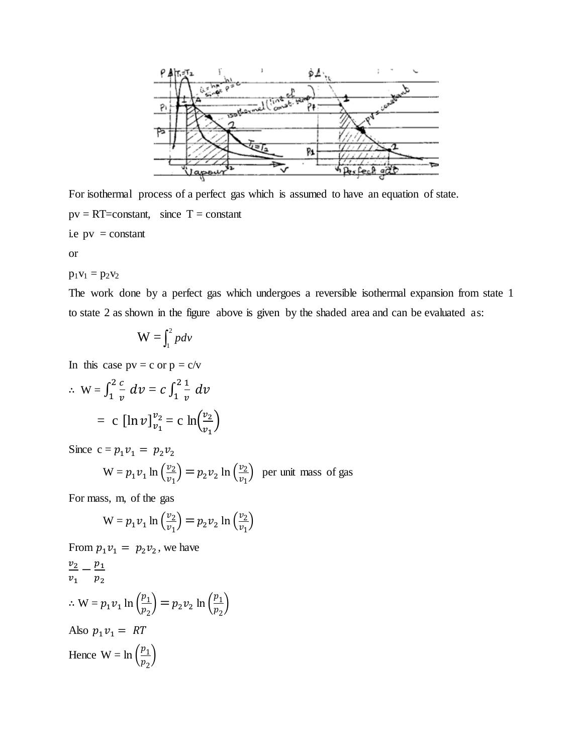For isothermal process of a perfect gas which is assumed to have an equation of state.

pv = RT=constant, since T = constant

i.e pv = constant

or

$p_1v_1 = p_2v_2$

The work done by a perfect gas which undergoes a reversible isothermal expansion from state 1 to state 2 as shown in the figure above is given by the shaded area and can be evaluated as:

$$W = \int_1^2 pdv$$

In this case pv = c or p = c/v

$$\therefore\ W = \int_1^2 \frac{c}{v}\, dv = c\int_1^2 \frac{1}{v}\, dv$$

$$= c\,[\ln v]_{v_1}^{v_2} = c\ \ln\left(\frac{v_2}{v_1}\right)$$

Since $c = p_1v_1 = p_2v_2$

$$W = p_1v_1 \ln\left(\frac{v_2}{v_1}\right) = p_2v_2 \ln\left(\frac{v_2}{v_1}\right) \text{ per unit mass of gas}$$

For mass, m, of the gas

$$W = p_1v_1 \ln\left(\frac{v_2}{v_1}\right) = p_2v_2 \ln\left(\frac{v_2}{v_1}\right)$$

From $p_1v_1 = p_2v_2$, we have

$$\frac{v_2}{v_1} - \frac{p_1}{p_2}$$

$$\therefore\ W = p_1v_1 \ln\left(\frac{p_1}{p_2}\right) = p_2v_2 \ln\left(\frac{p_1}{p_2}\right)$$

Also $p_1v_1 = RT$

Hence $W = \ln\left(\frac{p_1}{p_2}\right)$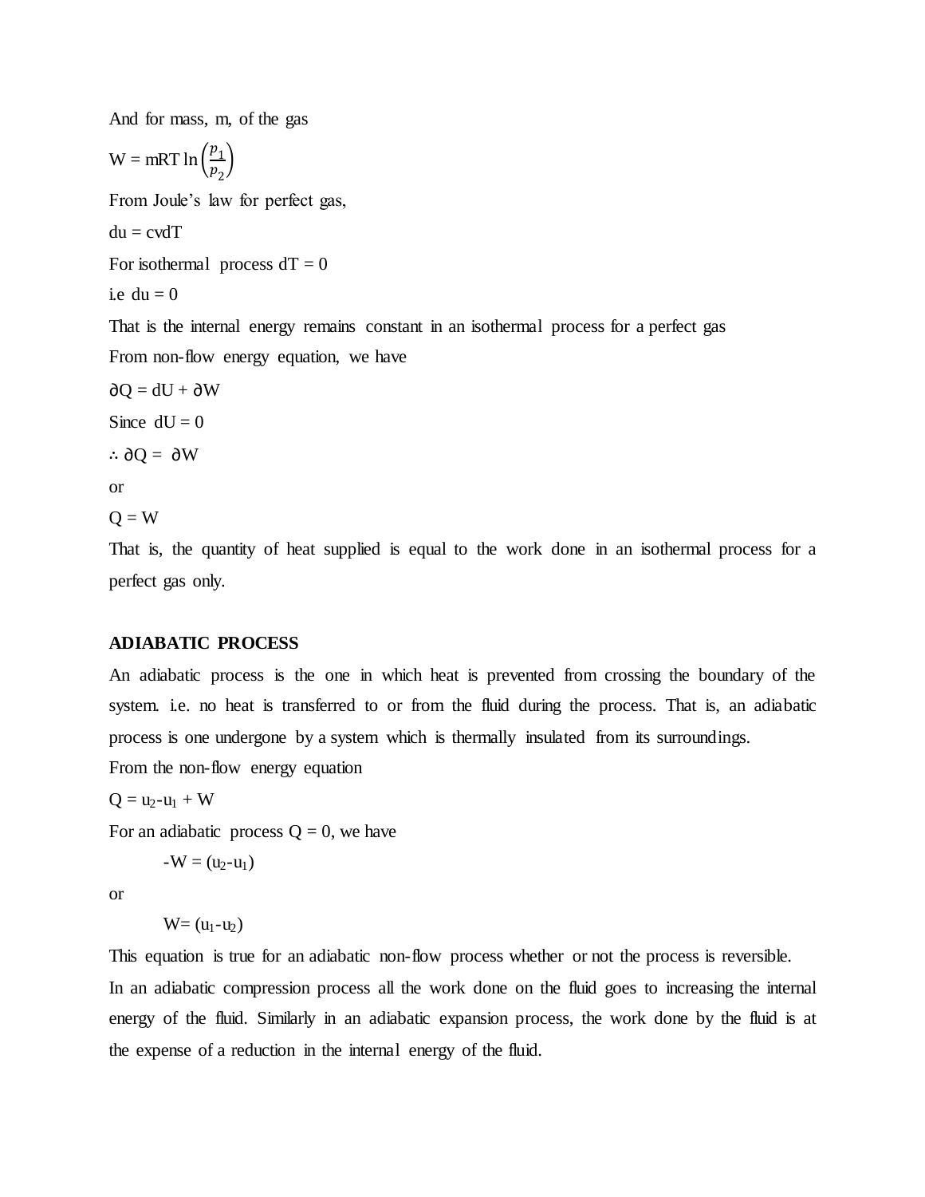And for mass, m, of the gas

$$W = mRT \ln\left(\frac{p_1}{p_2}\right)$$

From Joule's law for perfect gas,

$du = cvdT$

For isothermal process $dT = 0$

i.e $du = 0$

That is the internal energy remains constant in an isothermal process for a perfect gas

From non-flow energy equation, we have

$\partial Q = dU + \partial W$

Since $dU = 0$

$\therefore \partial Q = \partial W$

or

$Q = W$

That is, the quantity of heat supplied is equal to the work done in an isothermal process for a perfect gas only.

**ADIABATIC PROCESS**

An adiabatic process is the one in which heat is prevented from crossing the boundary of the system. i.e. no heat is transferred to or from the fluid during the process. That is, an adiabatic process is one undergone by a system which is thermally insulated from its surroundings.

From the non-flow energy equation

$Q = u_2 - u_1 + W$

For an adiabatic process $Q = 0$, we have

$$-W = (u_2 - u_1)$$

or

$$W = (u_1 - u_2)$$

This equation is true for an adiabatic non-flow process whether or not the process is reversible.

In an adiabatic compression process all the work done on the fluid goes to increasing the internal energy of the fluid. Similarly in an adiabatic expansion process, the work done by the fluid is at the expense of a reduction in the internal energy of the fluid.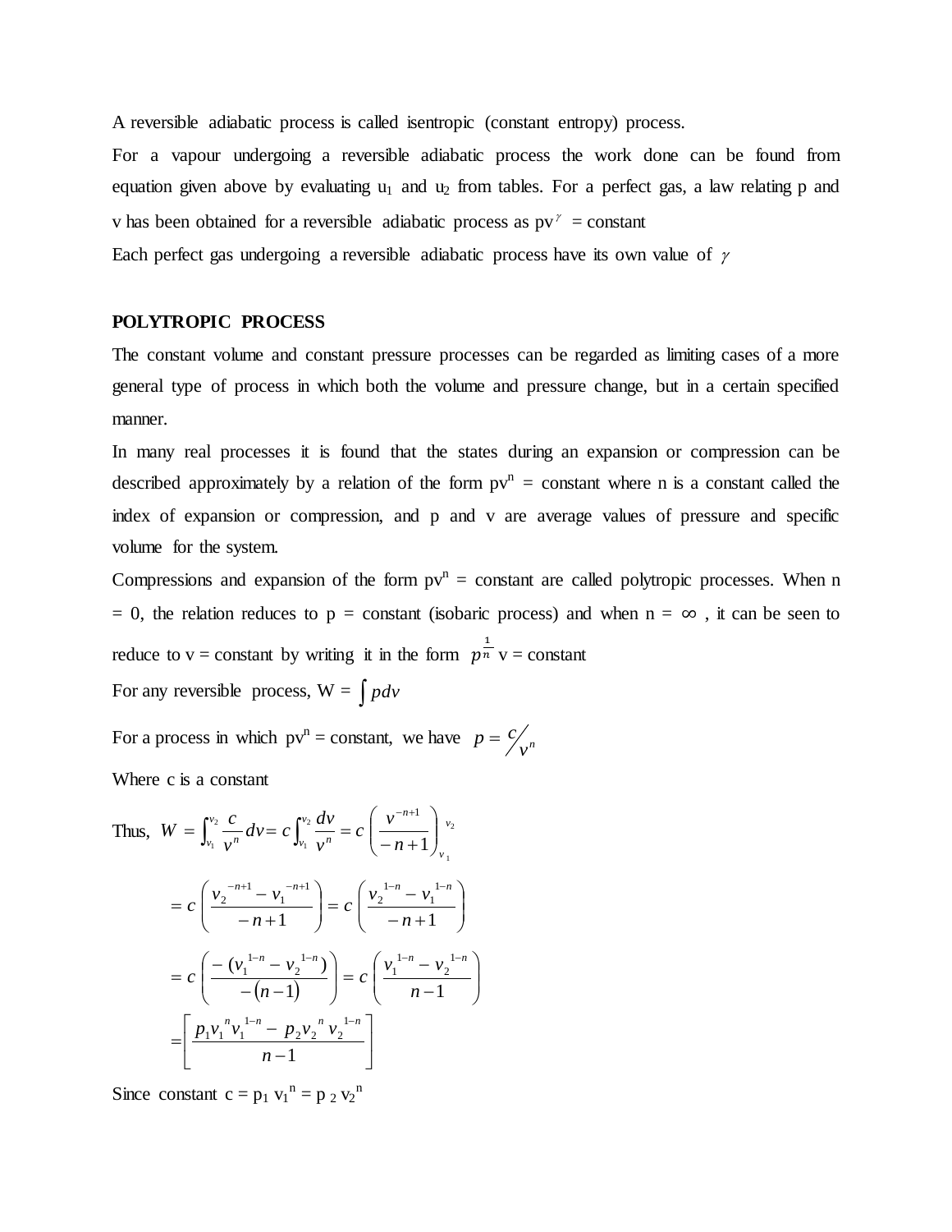A reversible adiabatic process is called isentropic (constant entropy) process.

For a vapour undergoing a reversible adiabatic process the work done can be found from equation given above by evaluating $u_1$ and $u_2$ from tables. For a perfect gas, a law relating p and v has been obtained for a reversible adiabatic process as $pv^{\gamma}$ = constant

Each perfect gas undergoing a reversible adiabatic process have its own value of $\gamma$

**POLYTROPIC PROCESS**

The constant volume and constant pressure processes can be regarded as limiting cases of a more general type of process in which both the volume and pressure change, but in a certain specified manner.

In many real processes it is found that the states during an expansion or compression can be described approximately by a relation of the form $pv^n$ = constant where n is a constant called the index of expansion or compression, and p and v are average values of pressure and specific volume for the system.

Compressions and expansion of the form $pv^n$ = constant are called polytropic processes. When n = 0, the relation reduces to p = constant (isobaric process) and when n = $\infty$ , it can be seen to reduce to v = constant by writing it in the form $p^{\frac{1}{n}}$ v = constant

For any reversible process, W = $\int pdv$

For a process in which $pv^n$ = constant, we have $p = c/v^n$

Where c is a constant

$$\text{Thus, } W = \int_{v_1}^{v_2} \frac{c}{v^n} dv = c \int_{v_1}^{v_2} \frac{dv}{v^n} = c \left( \frac{v^{-n+1}}{-n+1} \right)_{v_1}^{v_2}$$

$$= c \left( \frac{v_2^{-n+1} - v_1^{-n+1}}{-n+1} \right) = c \left( \frac{v_2^{1-n} - v_1^{1-n}}{-n+1} \right)$$

$$= c \left( \frac{-(v_1^{1-n} - v_2^{1-n})}{-(n-1)} \right) = c \left( \frac{v_1^{1-n} - v_2^{1-n}}{n-1} \right)$$

$$= \left[ \frac{p_1 v_1^n v_1^{1-n} - p_2 v_2^n v_2^{1-n}}{n-1} \right]$$

Since constant $c = p_1 v_1^n = p_2 v_2^n$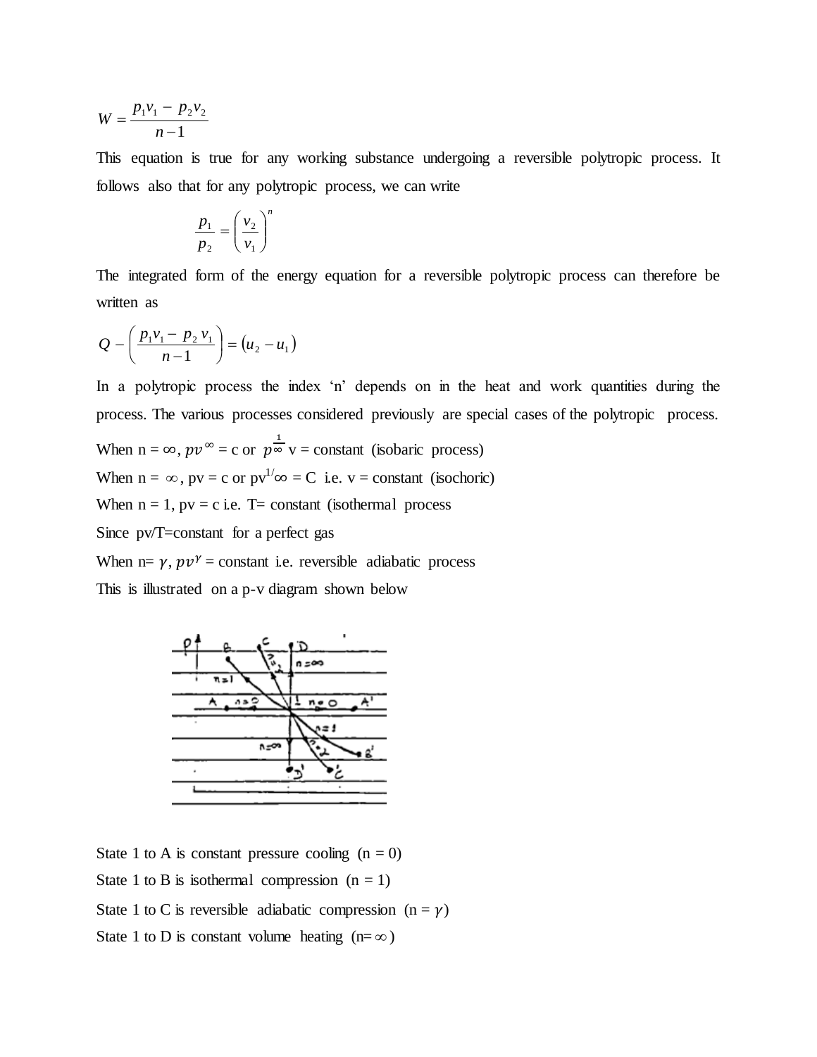$$W = \frac{p_1 v_1 - p_2 v_2}{n-1}$$

This equation is true for any working substance undergoing a reversible polytropic process. It follows also that for any polytropic process, we can write

$$\frac{p_1}{p_2} = \left(\frac{v_2}{v_1}\right)^n$$

The integrated form of the energy equation for a reversible polytropic process can therefore be written as

$$Q - \left(\frac{p_1 v_1 - p_2 v_1}{n-1}\right) = (u_2 - u_1)$$

In a polytropic process the index 'n' depends on in the heat and work quantities during the process. The various processes considered previously are special cases of the polytropic process.

When n = $\infty$, $pv^{\infty}$ = c or $p^{\frac{1}{\infty}}$ v = constant (isobaric process)

When n = $\infty$, pv = c or $pv^{1/\infty}$ = C i.e. v = constant (isochoric)

When n = 1, pv = c i.e. T= constant (isothermal process

Since pv/T=constant for a perfect gas

When n= $\gamma$, $pv^{\gamma}$ = constant i.e. reversible adiabatic process

This is illustrated on a p-v diagram shown below

State 1 to A is constant pressure cooling (n = 0)

State 1 to B is isothermal compression (n = 1)

State 1 to C is reversible adiabatic compression (n = $\gamma$)

State 1 to D is constant volume heating (n= $\infty$)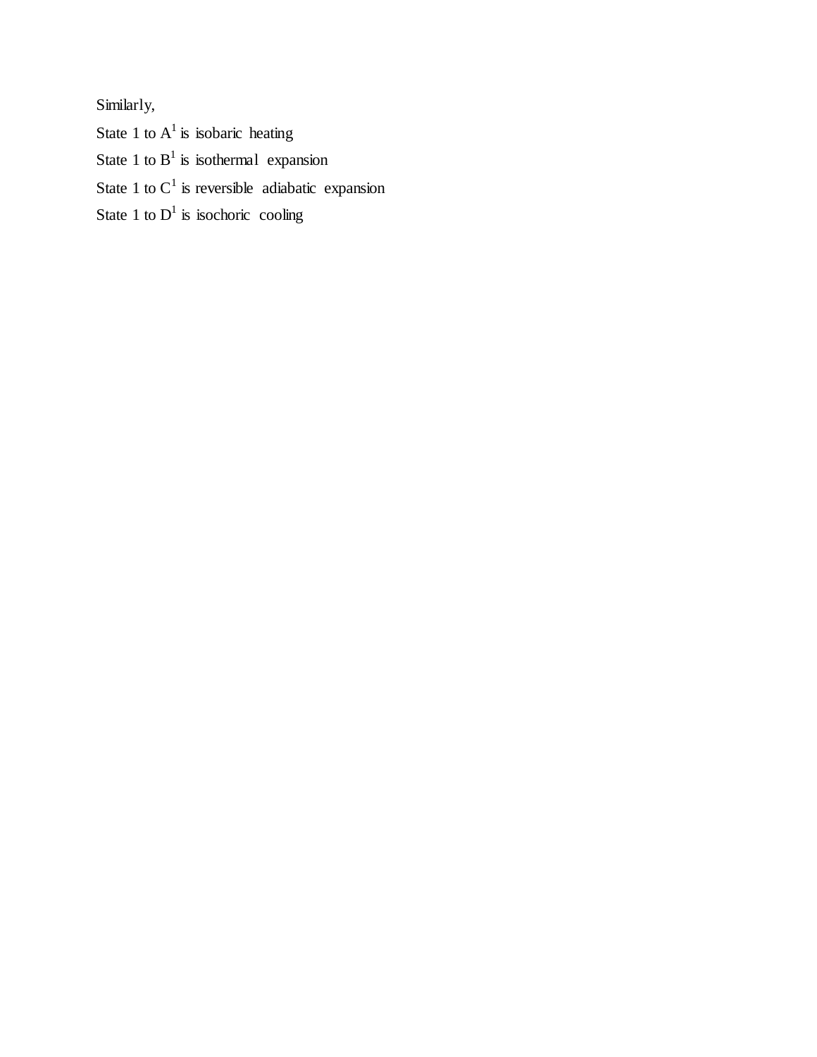Similarly,

State 1 to $A^1$ is isobaric heating

State 1 to $B^1$ is isothermal expansion

State 1 to $C^1$ is reversible adiabatic expansion

State 1 to $D^1$ is isochoric cooling